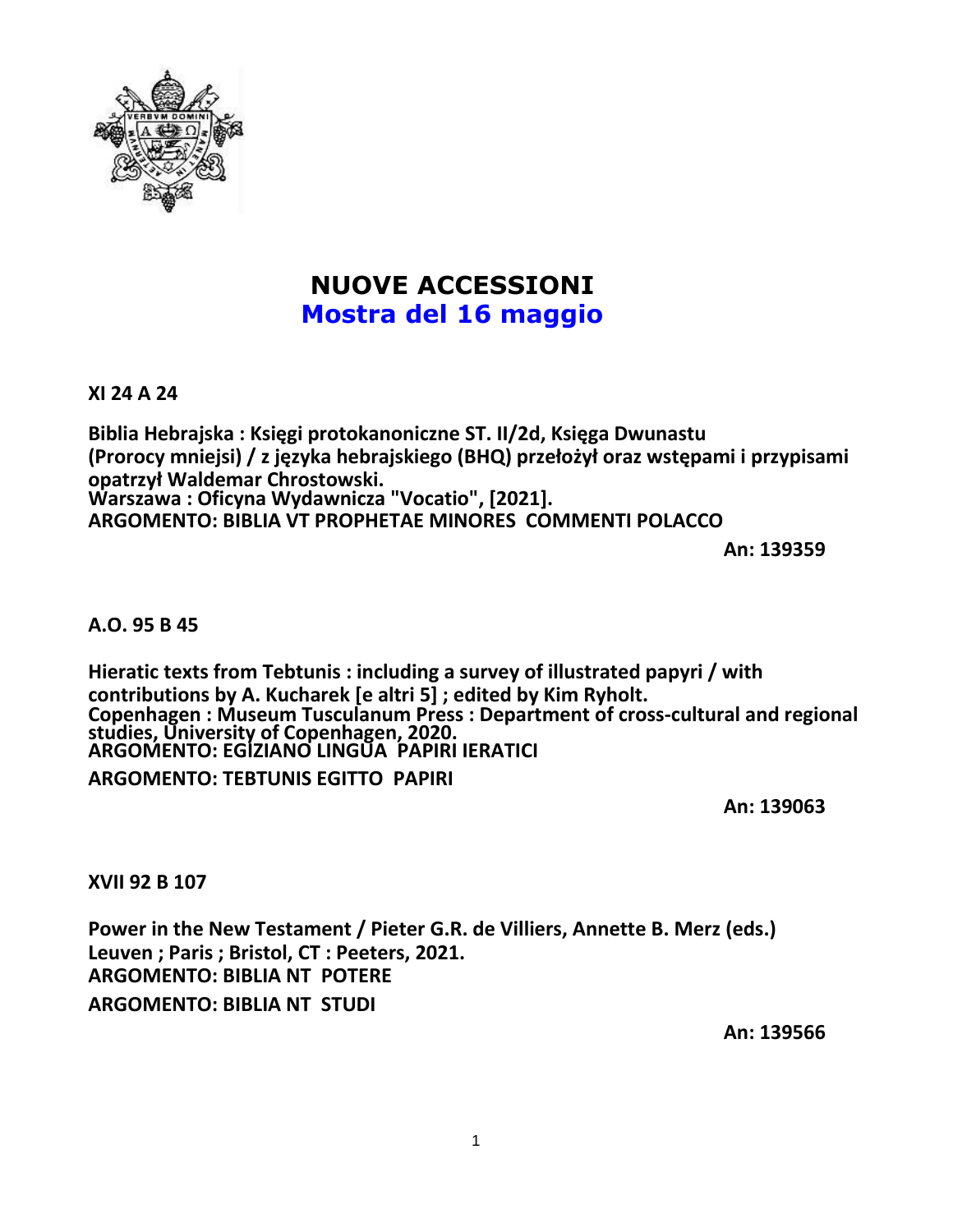# NUOVE ACCESSIONI
## Mostra del 16 maggio

**XI 24 A 24**

**Biblia Hebrajska : Księgi protokanoniczne ST. II/2d, Księga Dwunastu (Prorocy mniejsi) / z języka hebrajskiego (BHQ) przełożył oraz wstępami i przypisami opatrzył Waldemar Chrostowski.**
**Warszawa : Oficyna Wydawnicza "Vocatio", [2021].**
**ARGOMENTO: BIBLIA VT PROPHETAE MINORES COMMENTI POLACCO**

**An: 139359**

**A.O. 95 B 45**

**Hieratic texts from Tebtunis : including a survey of illustrated papyri / with contributions by A. Kucharek [e altri 5] ; edited by Kim Ryholt.**
**Copenhagen : Museum Tusculanum Press : Department of cross-cultural and regional studies, University of Copenhagen, 2020.**
**ARGOMENTO: EGIZIANO LINGUA PAPIRI IERATICI**
**ARGOMENTO: TEBTUNIS EGITTO PAPIRI**

**An: 139063**

**XVII 92 B 107**

**Power in the New Testament / Pieter G.R. de Villiers, Annette B. Merz (eds.)**
**Leuven ; Paris ; Bristol, CT : Peeters, 2021.**
**ARGOMENTO: BIBLIA NT POTERE**
**ARGOMENTO: BIBLIA NT STUDI**

**An: 139566**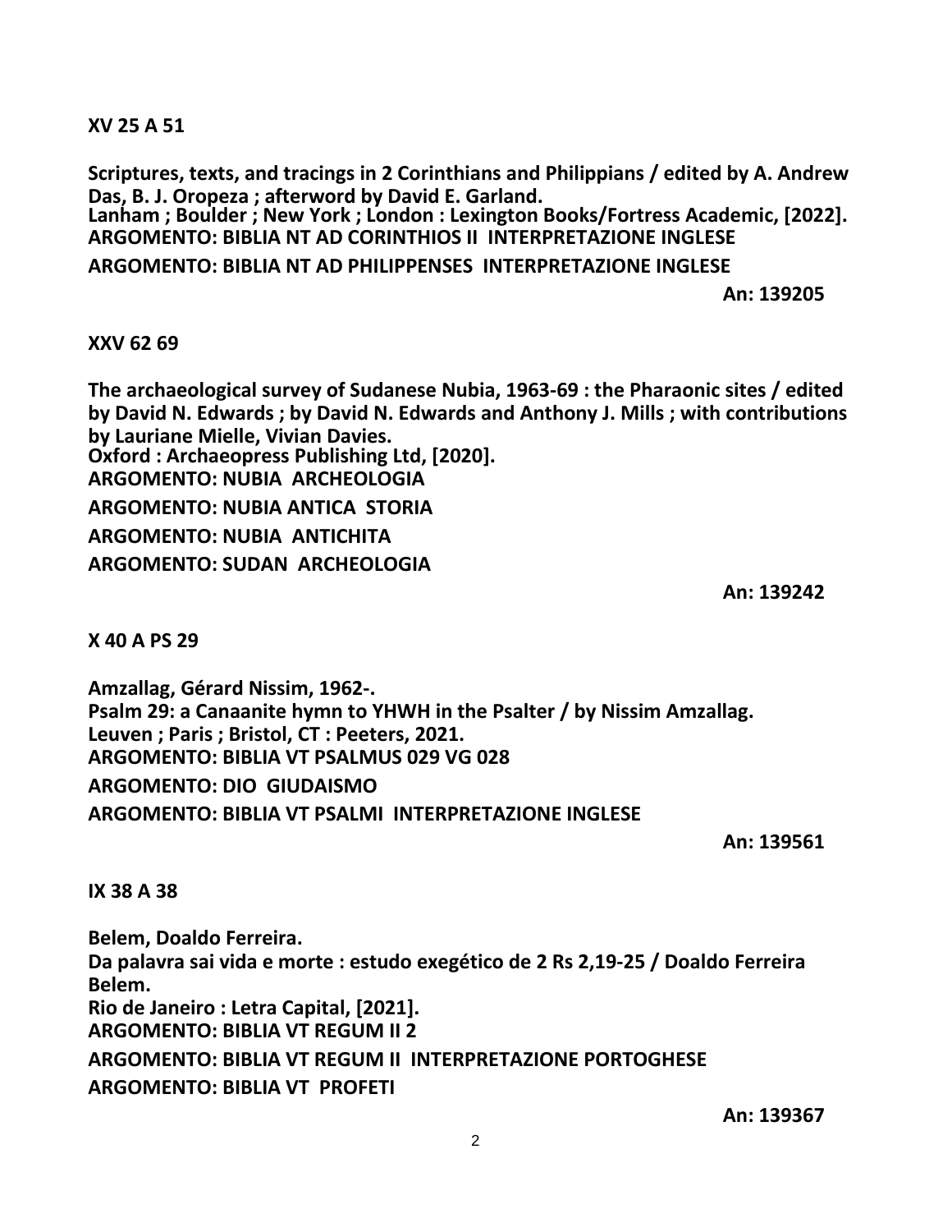**XV 25 A 51**

**Scriptures, texts, and tracings in 2 Corinthians and Philippians / edited by A. Andrew Das, B. J. Oropeza ; afterword by David E. Garland.**
**Lanham ; Boulder ; New York ; London : Lexington Books/Fortress Academic, [2022].**
**ARGOMENTO: BIBLIA NT AD CORINTHIOS II INTERPRETAZIONE INGLESE**
**ARGOMENTO: BIBLIA NT AD PHILIPPENSES INTERPRETAZIONE INGLESE**
**An: 139205**

**XXV 62 69**

**The archaeological survey of Sudanese Nubia, 1963-69 : the Pharaonic sites / edited by David N. Edwards ; by David N. Edwards and Anthony J. Mills ; with contributions by Lauriane Mielle, Vivian Davies.**
**Oxford : Archaeopress Publishing Ltd, [2020].**
**ARGOMENTO: NUBIA ARCHEOLOGIA**
**ARGOMENTO: NUBIA ANTICA STORIA**
**ARGOMENTO: NUBIA ANTICHITA**
**ARGOMENTO: SUDAN ARCHEOLOGIA**
**An: 139242**

**X 40 A PS 29**

**Amzallag, Gérard Nissim, 1962-.**
**Psalm 29: a Canaanite hymn to YHWH in the Psalter / by Nissim Amzallag.**
**Leuven ; Paris ; Bristol, CT : Peeters, 2021.**
**ARGOMENTO: BIBLIA VT PSALMUS 029 VG 028**
**ARGOMENTO: DIO GIUDAISMO**
**ARGOMENTO: BIBLIA VT PSALMI INTERPRETAZIONE INGLESE**
**An: 139561**

**IX 38 A 38**

**Belem, Doaldo Ferreira.**
**Da palavra sai vida e morte : estudo exegético de 2 Rs 2,19-25 / Doaldo Ferreira Belem.**
**Rio de Janeiro : Letra Capital, [2021].**
**ARGOMENTO: BIBLIA VT REGUM II 2**
**ARGOMENTO: BIBLIA VT REGUM II INTERPRETAZIONE PORTOGHESE**
**ARGOMENTO: BIBLIA VT PROFETI**
**An: 139367**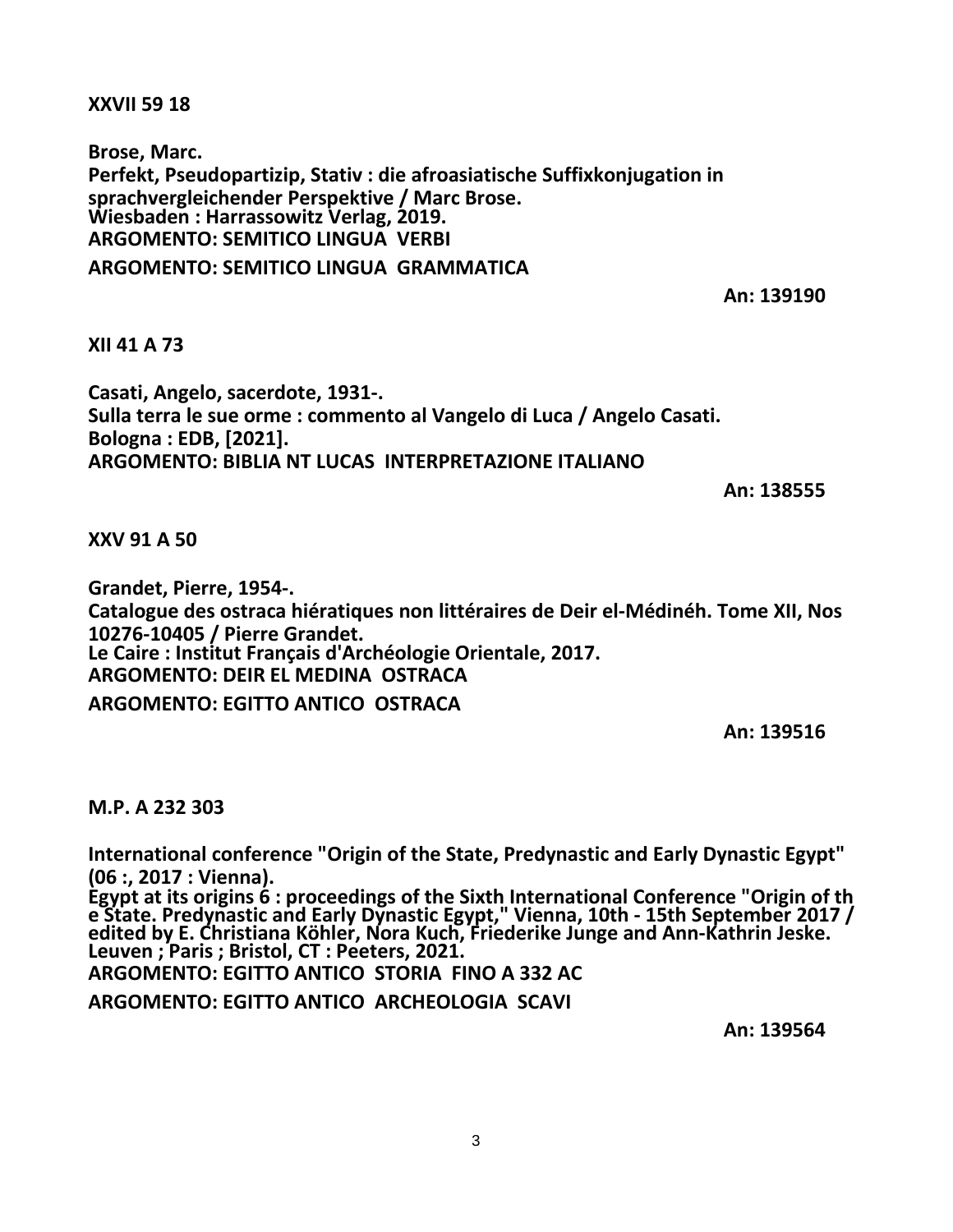**XXVII 59 18**

**Brose, Marc.**
**Perfekt, Pseudopartizip, Stativ : die afroasiatische Suffixkonjugation in sprachvergleichender Perspektive / Marc Brose.**
**Wiesbaden : Harrassowitz Verlag, 2019.**
**ARGOMENTO: SEMITICO LINGUA VERBI**

**ARGOMENTO: SEMITICO LINGUA GRAMMATICA**

**An: 139190**

**XII 41 A 73**

**Casati, Angelo, sacerdote, 1931-.**
**Sulla terra le sue orme : commento al Vangelo di Luca / Angelo Casati.**
**Bologna : EDB, [2021].**
**ARGOMENTO: BIBLIA NT LUCAS INTERPRETAZIONE ITALIANO**

**An: 138555**

**XXV 91 A 50**

**Grandet, Pierre, 1954-.**
**Catalogue des ostraca hiératiques non littéraires de Deir el-Médinéh. Tome XII, Nos 10276-10405 / Pierre Grandet.**
**Le Caire : Institut Français d'Archéologie Orientale, 2017.**
**ARGOMENTO: DEIR EL MEDINA OSTRACA**

**ARGOMENTO: EGITTO ANTICO OSTRACA**

**An: 139516**

**M.P. A 232 303**

**International conference "Origin of the State, Predynastic and Early Dynastic Egypt" (06 :, 2017 : Vienna).**
**Egypt at its origins 6 : proceedings of the Sixth International Conference "Origin of th e State. Predynastic and Early Dynastic Egypt," Vienna, 10th - 15th September 2017 / edited by E. Christiana Köhler, Nora Kuch, Friederike Junge and Ann-Kathrin Jeske.**
**Leuven ; Paris ; Bristol, CT : Peeters, 2021.**
**ARGOMENTO: EGITTO ANTICO STORIA FINO A 332 AC**

**ARGOMENTO: EGITTO ANTICO ARCHEOLOGIA SCAVI**

**An: 139564**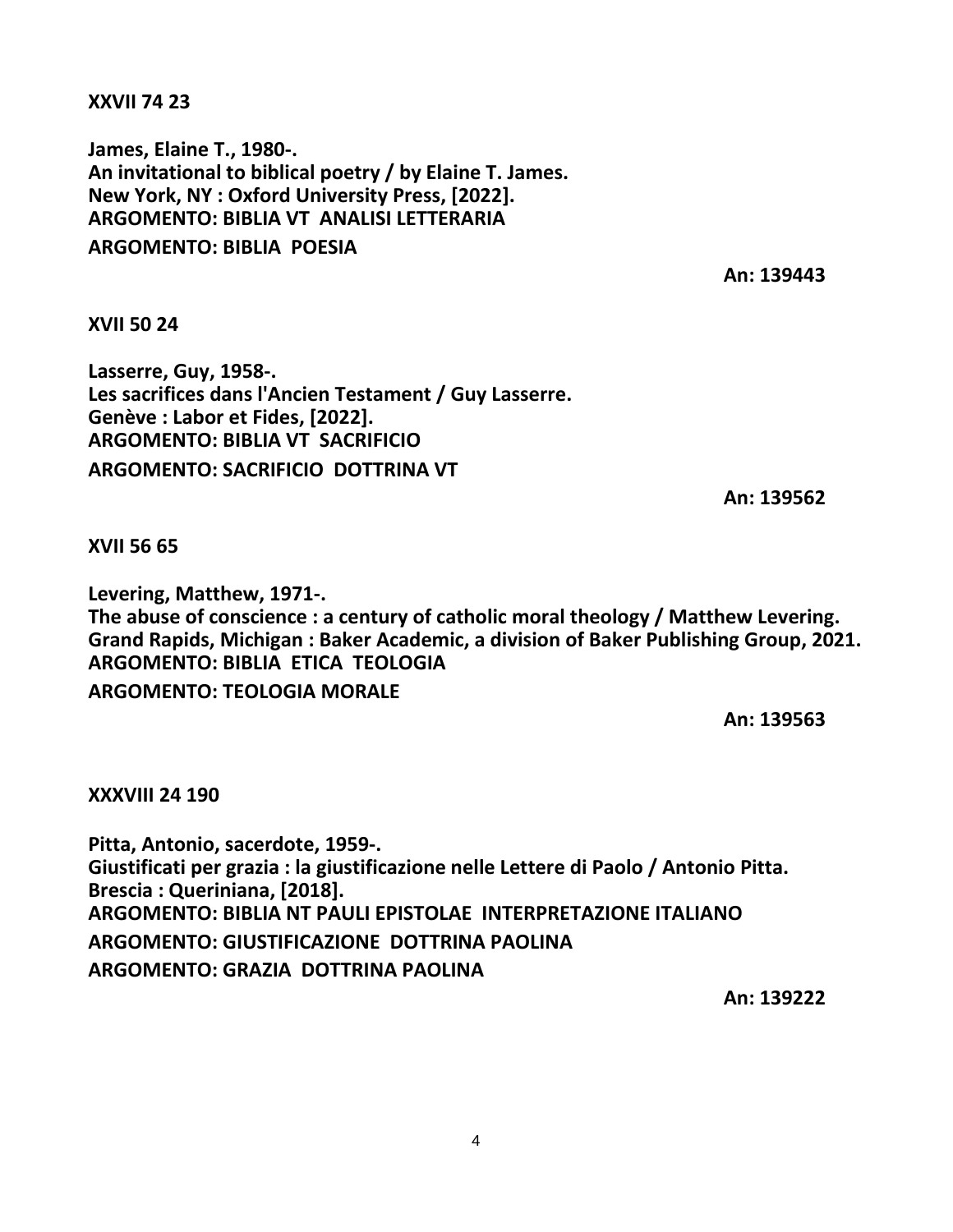**XXVII 74 23**

**James, Elaine T., 1980-.**
**An invitational to biblical poetry / by Elaine T. James.**
**New York, NY : Oxford University Press, [2022].**
**ARGOMENTO: BIBLIA VT ANALISI LETTERARIA**
**ARGOMENTO: BIBLIA POESIA**

**An: 139443**

**XVII 50 24**

**Lasserre, Guy, 1958-.**
**Les sacrifices dans l'Ancien Testament / Guy Lasserre.**
**Genève : Labor et Fides, [2022].**
**ARGOMENTO: BIBLIA VT SACRIFICIO**
**ARGOMENTO: SACRIFICIO DOTTRINA VT**

**An: 139562**

**XVII 56 65**

**Levering, Matthew, 1971-.**
**The abuse of conscience : a century of catholic moral theology / Matthew Levering.**
**Grand Rapids, Michigan : Baker Academic, a division of Baker Publishing Group, 2021.**
**ARGOMENTO: BIBLIA ETICA TEOLOGIA**
**ARGOMENTO: TEOLOGIA MORALE**

**An: 139563**

**XXXVIII 24 190**

**Pitta, Antonio, sacerdote, 1959-.**
**Giustificati per grazia : la giustificazione nelle Lettere di Paolo / Antonio Pitta.**
**Brescia : Queriniana, [2018].**
**ARGOMENTO: BIBLIA NT PAULI EPISTOLAE INTERPRETAZIONE ITALIANO**
**ARGOMENTO: GIUSTIFICAZIONE DOTTRINA PAOLINA**
**ARGOMENTO: GRAZIA DOTTRINA PAOLINA**

**An: 139222**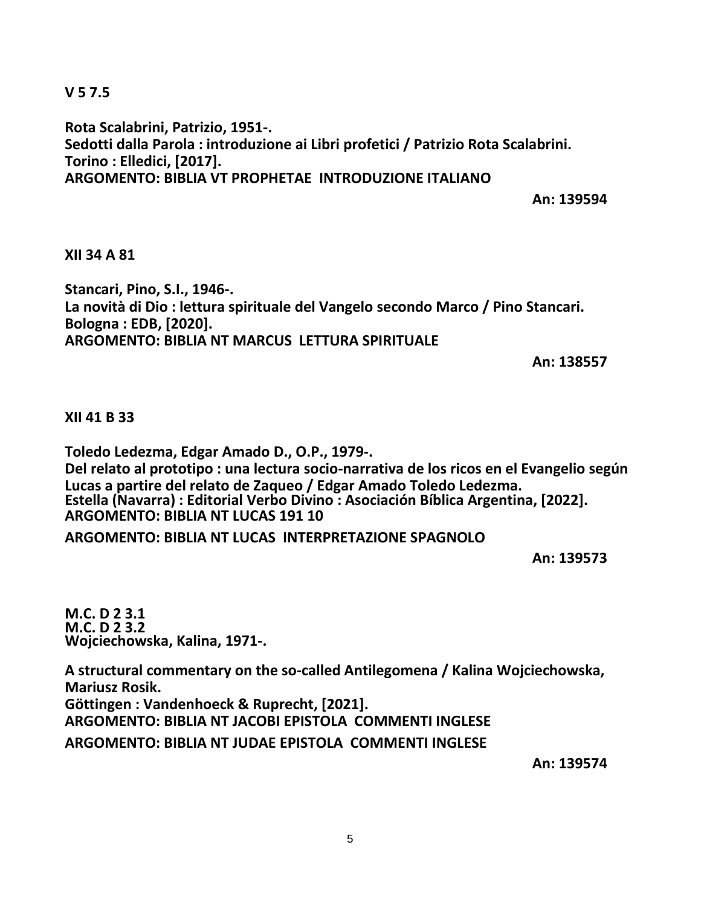**V 5 7.5**

**Rota Scalabrini, Patrizio, 1951-.**
**Sedotti dalla Parola : introduzione ai Libri profetici / Patrizio Rota Scalabrini.**
**Torino : Elledici, [2017].**
**ARGOMENTO: BIBLIA VT PROPHETAE INTRODUZIONE ITALIANO**

**An: 139594**

**XII 34 A 81**

**Stancari, Pino, S.I., 1946-.**
**La novità di Dio : lettura spirituale del Vangelo secondo Marco / Pino Stancari.**
**Bologna : EDB, [2020].**
**ARGOMENTO: BIBLIA NT MARCUS LETTURA SPIRITUALE**

**An: 138557**

**XII 41 B 33**

**Toledo Ledezma, Edgar Amado D., O.P., 1979-.**
**Del relato al prototipo : una lectura socio-narrativa de los ricos en el Evangelio según Lucas a partire del relato de Zaqueo / Edgar Amado Toledo Ledezma.**
**Estella (Navarra) : Editorial Verbo Divino : Asociación Bíblica Argentina, [2022].**
**ARGOMENTO: BIBLIA NT LUCAS 191 10**

**ARGOMENTO: BIBLIA NT LUCAS INTERPRETAZIONE SPAGNOLO**

**An: 139573**

**M.C. D 2 3.1**
**M.C. D 2 3.2**
**Wojciechowska, Kalina, 1971-.**

**A structural commentary on the so-called Antilegomena / Kalina Wojciechowska, Mariusz Rosik.**
**Göttingen : Vandenhoeck & Ruprecht, [2021].**
**ARGOMENTO: BIBLIA NT JACOBI EPISTOLA COMMENTI INGLESE**
**ARGOMENTO: BIBLIA NT JUDAE EPISTOLA COMMENTI INGLESE**

**An: 139574**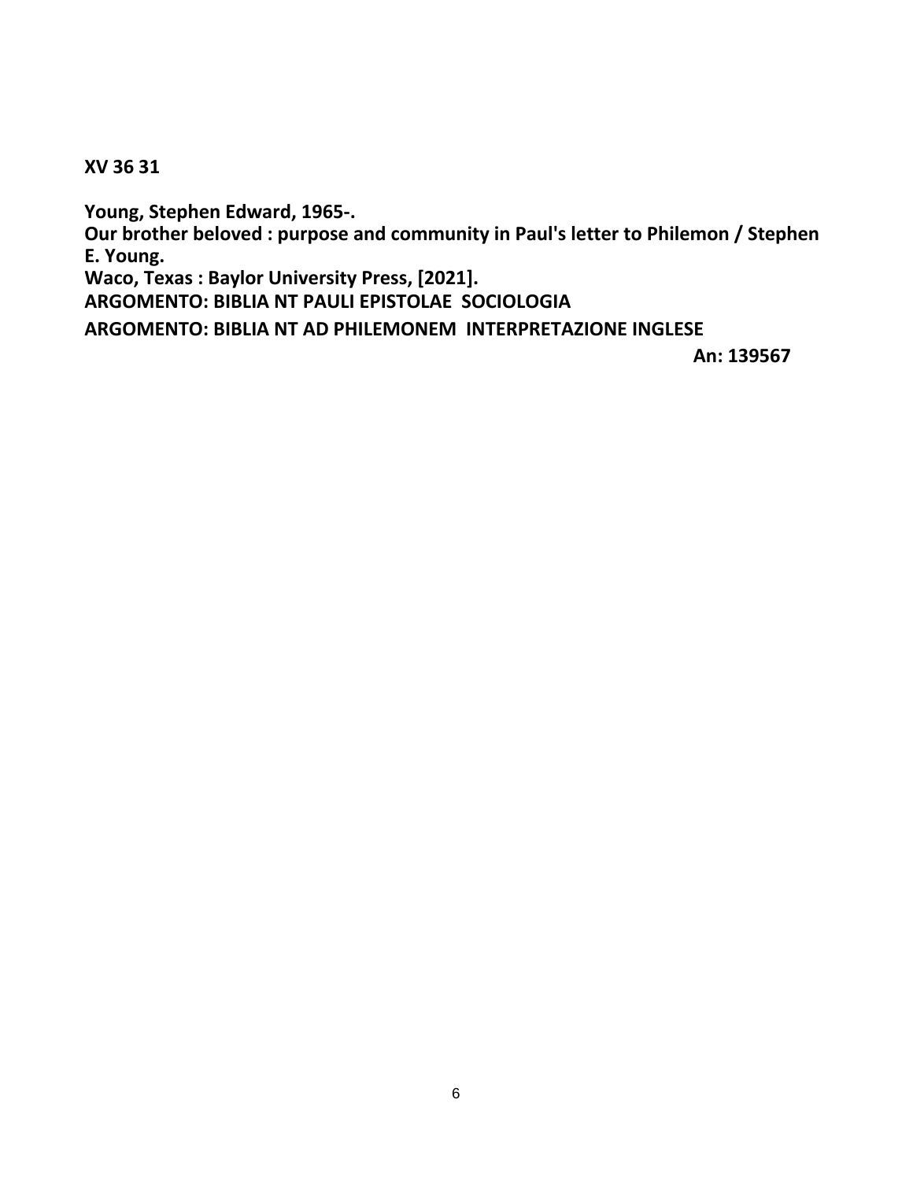**XV 36 31**

**Young, Stephen Edward, 1965-.**
**Our brother beloved : purpose and community in Paul's letter to Philemon / Stephen E. Young.**
**Waco, Texas : Baylor University Press, [2021].**
**ARGOMENTO: BIBLIA NT PAULI EPISTOLAE SOCIOLOGIA**
**ARGOMENTO: BIBLIA NT AD PHILEMONEM INTERPRETAZIONE INGLESE**

**An: 139567**